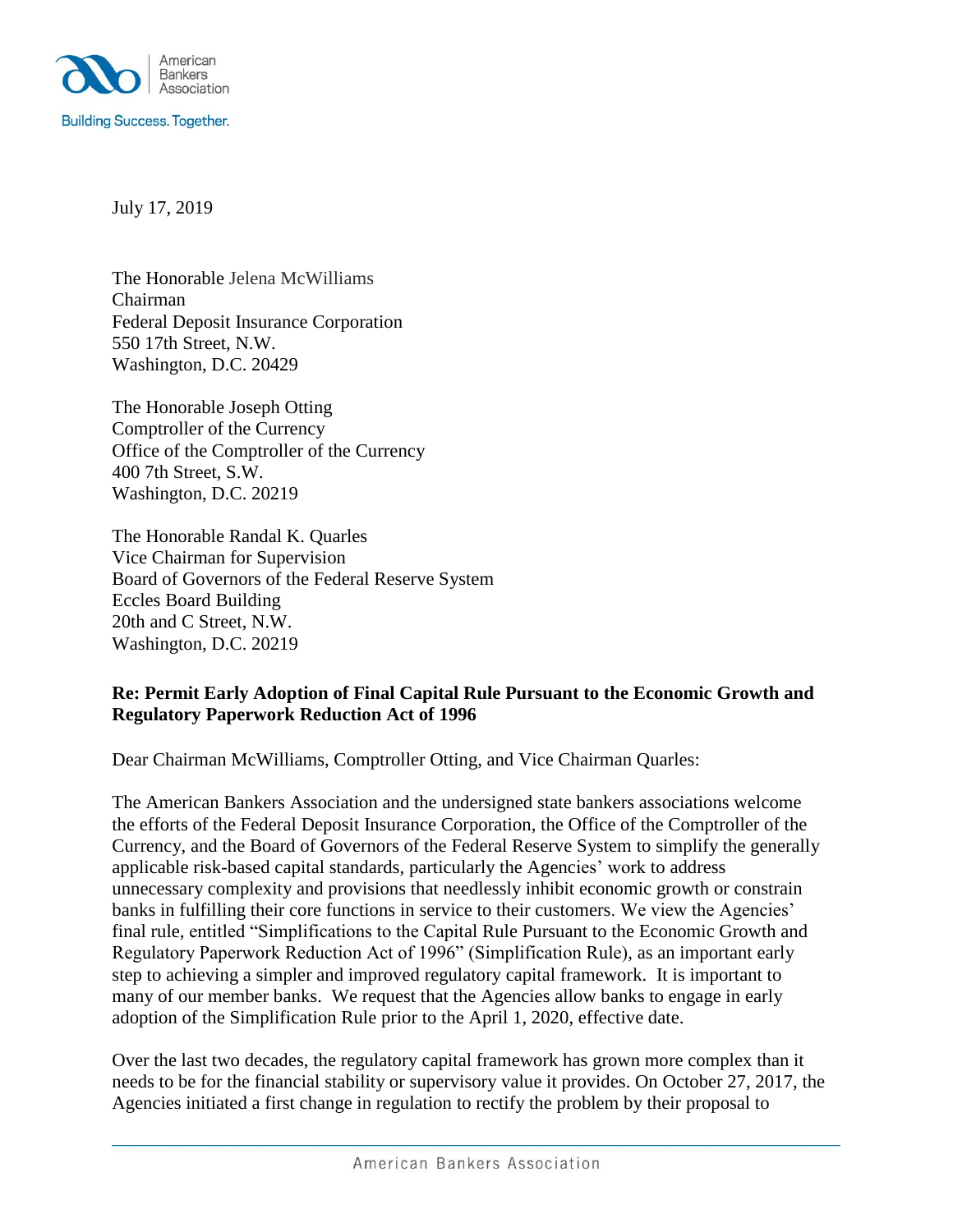July 17, 2019

The Honorable Jelena McWilliams
Chairman
Federal Deposit Insurance Corporation
550 17th Street, N.W.
Washington, D.C. 20429

The Honorable Joseph Otting
Comptroller of the Currency
Office of the Comptroller of the Currency
400 7th Street, S.W.
Washington, D.C. 20219

The Honorable Randal K. Quarles
Vice Chairman for Supervision
Board of Governors of the Federal Reserve System
Eccles Board Building
20th and C Street, N.W.
Washington, D.C. 20219

**Re: Permit Early Adoption of Final Capital Rule Pursuant to the Economic Growth and Regulatory Paperwork Reduction Act of 1996**

Dear Chairman McWilliams, Comptroller Otting, and Vice Chairman Quarles:

The American Bankers Association and the undersigned state bankers associations welcome the efforts of the Federal Deposit Insurance Corporation, the Office of the Comptroller of the Currency, and the Board of Governors of the Federal Reserve System to simplify the generally applicable risk-based capital standards, particularly the Agencies' work to address unnecessary complexity and provisions that needlessly inhibit economic growth or constrain banks in fulfilling their core functions in service to their customers. We view the Agencies' final rule, entitled "Simplifications to the Capital Rule Pursuant to the Economic Growth and Regulatory Paperwork Reduction Act of 1996" (Simplification Rule), as an important early step to achieving a simpler and improved regulatory capital framework. It is important to many of our member banks. We request that the Agencies allow banks to engage in early adoption of the Simplification Rule prior to the April 1, 2020, effective date.

Over the last two decades, the regulatory capital framework has grown more complex than it needs to be for the financial stability or supervisory value it provides. On October 27, 2017, the Agencies initiated a first change in regulation to rectify the problem by their proposal to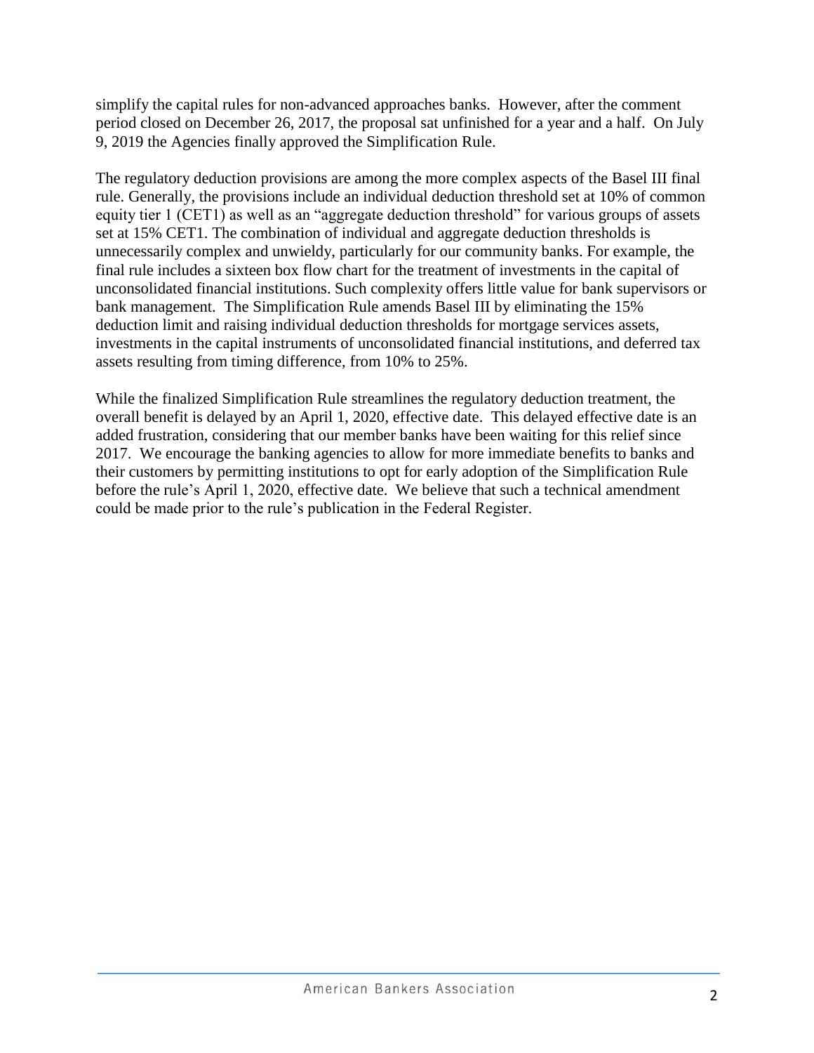simplify the capital rules for non-advanced approaches banks. However, after the comment period closed on December 26, 2017, the proposal sat unfinished for a year and a half. On July 9, 2019 the Agencies finally approved the Simplification Rule.

The regulatory deduction provisions are among the more complex aspects of the Basel III final rule. Generally, the provisions include an individual deduction threshold set at 10% of common equity tier 1 (CET1) as well as an "aggregate deduction threshold" for various groups of assets set at 15% CET1. The combination of individual and aggregate deduction thresholds is unnecessarily complex and unwieldy, particularly for our community banks. For example, the final rule includes a sixteen box flow chart for the treatment of investments in the capital of unconsolidated financial institutions. Such complexity offers little value for bank supervisors or bank management. The Simplification Rule amends Basel III by eliminating the 15% deduction limit and raising individual deduction thresholds for mortgage services assets, investments in the capital instruments of unconsolidated financial institutions, and deferred tax assets resulting from timing difference, from 10% to 25%.

While the finalized Simplification Rule streamlines the regulatory deduction treatment, the overall benefit is delayed by an April 1, 2020, effective date. This delayed effective date is an added frustration, considering that our member banks have been waiting for this relief since 2017. We encourage the banking agencies to allow for more immediate benefits to banks and their customers by permitting institutions to opt for early adoption of the Simplification Rule before the rule's April 1, 2020, effective date. We believe that such a technical amendment could be made prior to the rule's publication in the Federal Register.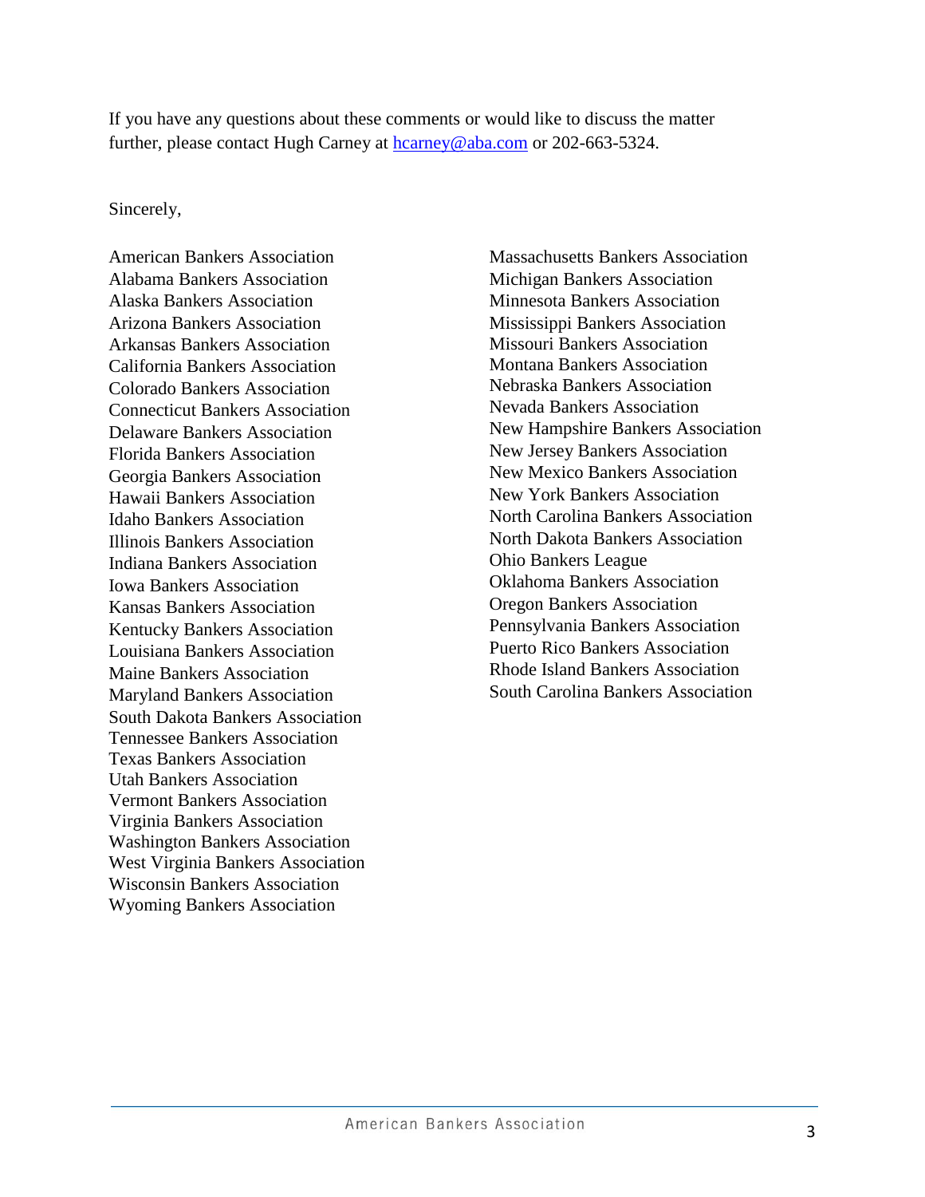If you have any questions about these comments or would like to discuss the matter further, please contact Hugh Carney at hcarney@aba.com or 202-663-5324.

Sincerely,

American Bankers Association
Alabama Bankers Association
Alaska Bankers Association
Arizona Bankers Association
Arkansas Bankers Association
California Bankers Association
Colorado Bankers Association
Connecticut Bankers Association
Delaware Bankers Association
Florida Bankers Association
Georgia Bankers Association
Hawaii Bankers Association
Idaho Bankers Association
Illinois Bankers Association
Indiana Bankers Association
Iowa Bankers Association
Kansas Bankers Association
Kentucky Bankers Association
Louisiana Bankers Association
Maine Bankers Association
Maryland Bankers Association
South Dakota Bankers Association
Tennessee Bankers Association
Texas Bankers Association
Utah Bankers Association
Vermont Bankers Association
Virginia Bankers Association
Washington Bankers Association
West Virginia Bankers Association
Wisconsin Bankers Association
Wyoming Bankers Association
Massachusetts Bankers Association
Michigan Bankers Association
Minnesota Bankers Association
Mississippi Bankers Association
Missouri Bankers Association
Montana Bankers Association
Nebraska Bankers Association
Nevada Bankers Association
New Hampshire Bankers Association
New Jersey Bankers Association
New Mexico Bankers Association
New York Bankers Association
North Carolina Bankers Association
North Dakota Bankers Association
Ohio Bankers League
Oklahoma Bankers Association
Oregon Bankers Association
Pennsylvania Bankers Association
Puerto Rico Bankers Association
Rhode Island Bankers Association
South Carolina Bankers Association